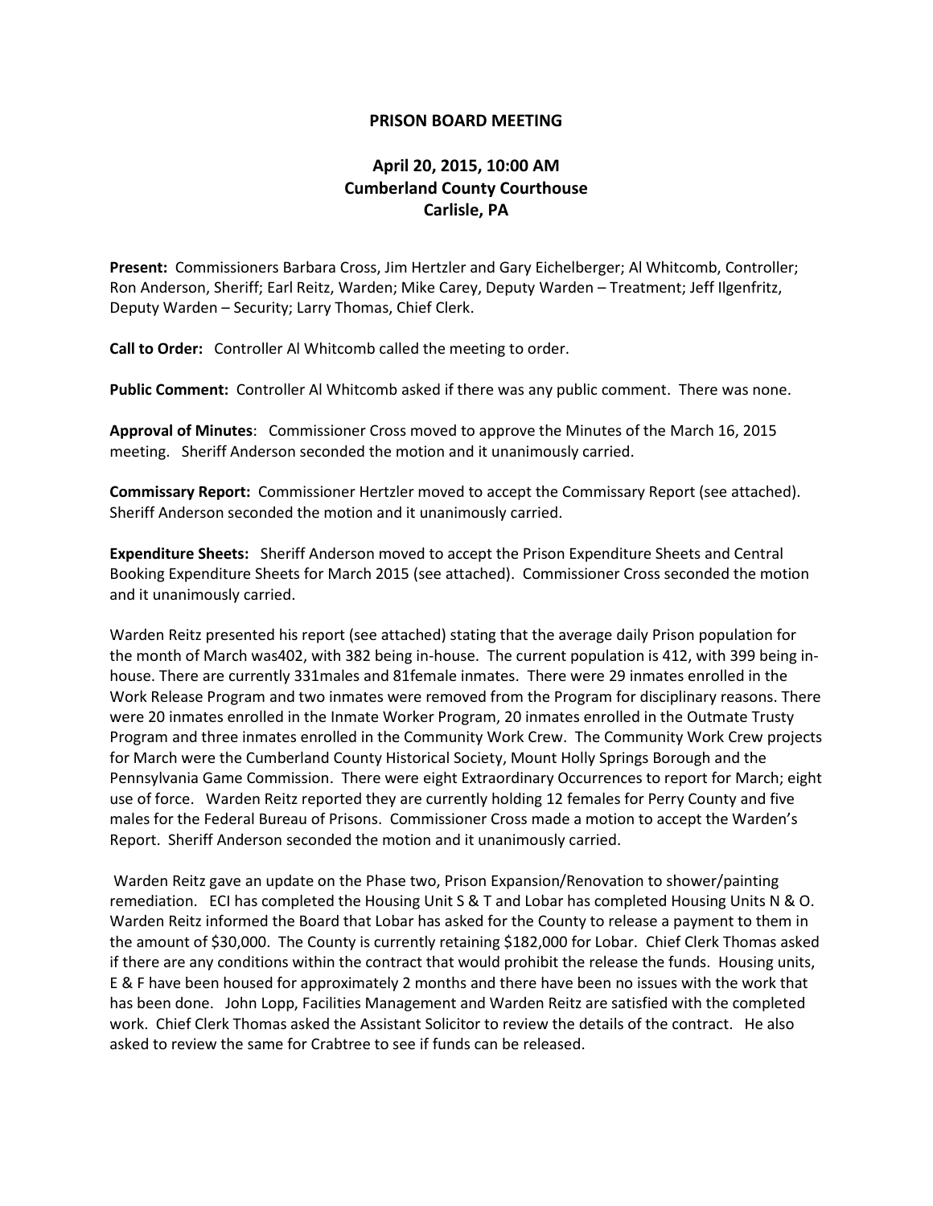**PRISON BOARD MEETING**

**April 20, 2015, 10:00 AM**
**Cumberland County Courthouse**
**Carlisle, PA**

**Present:** Commissioners Barbara Cross, Jim Hertzler and Gary Eichelberger; Al Whitcomb, Controller; Ron Anderson, Sheriff; Earl Reitz, Warden; Mike Carey, Deputy Warden – Treatment; Jeff Ilgenfritz, Deputy Warden – Security; Larry Thomas, Chief Clerk.

**Call to Order:** Controller Al Whitcomb called the meeting to order.

**Public Comment:** Controller Al Whitcomb asked if there was any public comment. There was none.

**Approval of Minutes**: Commissioner Cross moved to approve the Minutes of the March 16, 2015 meeting. Sheriff Anderson seconded the motion and it unanimously carried.

**Commissary Report:** Commissioner Hertzler moved to accept the Commissary Report (see attached). Sheriff Anderson seconded the motion and it unanimously carried.

**Expenditure Sheets:** Sheriff Anderson moved to accept the Prison Expenditure Sheets and Central Booking Expenditure Sheets for March 2015 (see attached). Commissioner Cross seconded the motion and it unanimously carried.

Warden Reitz presented his report (see attached) stating that the average daily Prison population for the month of March was402, with 382 being in-house. The current population is 412, with 399 being in-house. There are currently 331males and 81female inmates. There were 29 inmates enrolled in the Work Release Program and two inmates were removed from the Program for disciplinary reasons. There were 20 inmates enrolled in the Inmate Worker Program, 20 inmates enrolled in the Outmate Trusty Program and three inmates enrolled in the Community Work Crew. The Community Work Crew projects for March were the Cumberland County Historical Society, Mount Holly Springs Borough and the Pennsylvania Game Commission. There were eight Extraordinary Occurrences to report for March; eight use of force. Warden Reitz reported they are currently holding 12 females for Perry County and five males for the Federal Bureau of Prisons. Commissioner Cross made a motion to accept the Warden's Report. Sheriff Anderson seconded the motion and it unanimously carried.

Warden Reitz gave an update on the Phase two, Prison Expansion/Renovation to shower/painting remediation. ECI has completed the Housing Unit S & T and Lobar has completed Housing Units N & O. Warden Reitz informed the Board that Lobar has asked for the County to release a payment to them in the amount of $30,000. The County is currently retaining $182,000 for Lobar. Chief Clerk Thomas asked if there are any conditions within the contract that would prohibit the release the funds. Housing units, E & F have been housed for approximately 2 months and there have been no issues with the work that has been done. John Lopp, Facilities Management and Warden Reitz are satisfied with the completed work. Chief Clerk Thomas asked the Assistant Solicitor to review the details of the contract. He also asked to review the same for Crabtree to see if funds can be released.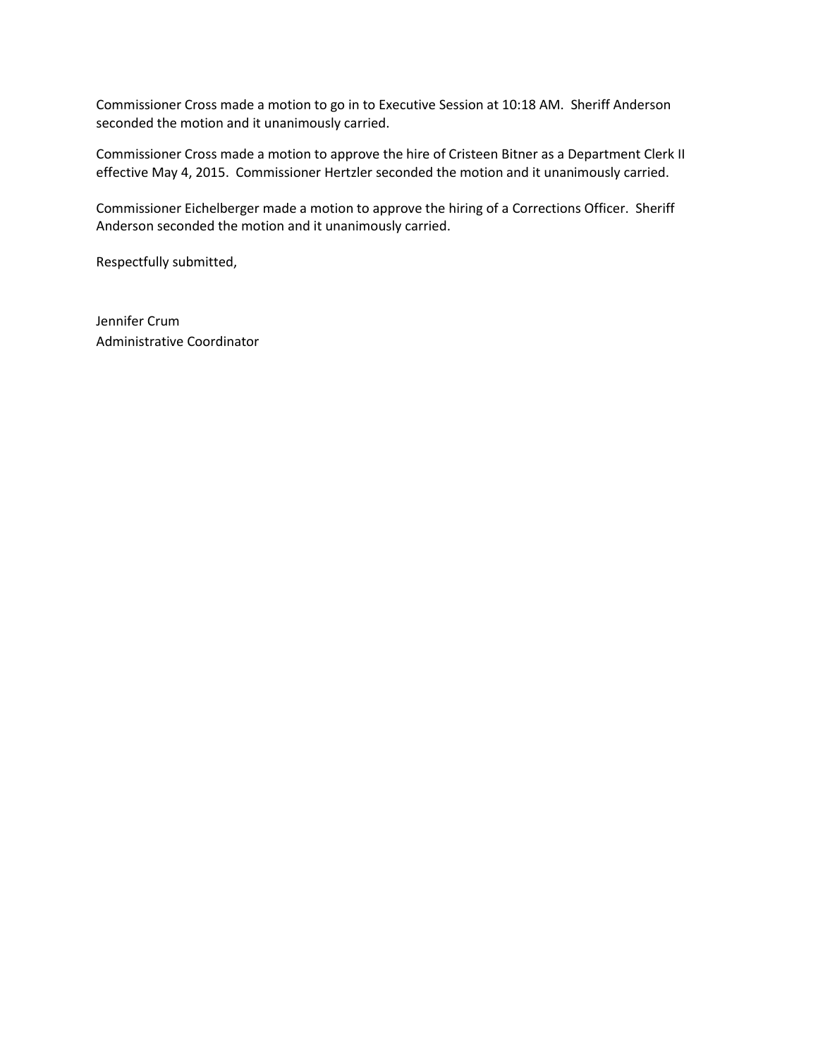Commissioner Cross made a motion to go in to Executive Session at 10:18 AM. Sheriff Anderson seconded the motion and it unanimously carried.

Commissioner Cross made a motion to approve the hire of Cristeen Bitner as a Department Clerk II effective May 4, 2015. Commissioner Hertzler seconded the motion and it unanimously carried.

Commissioner Eichelberger made a motion to approve the hiring of a Corrections Officer. Sheriff Anderson seconded the motion and it unanimously carried.

Respectfully submitted,

Jennifer Crum
Administrative Coordinator